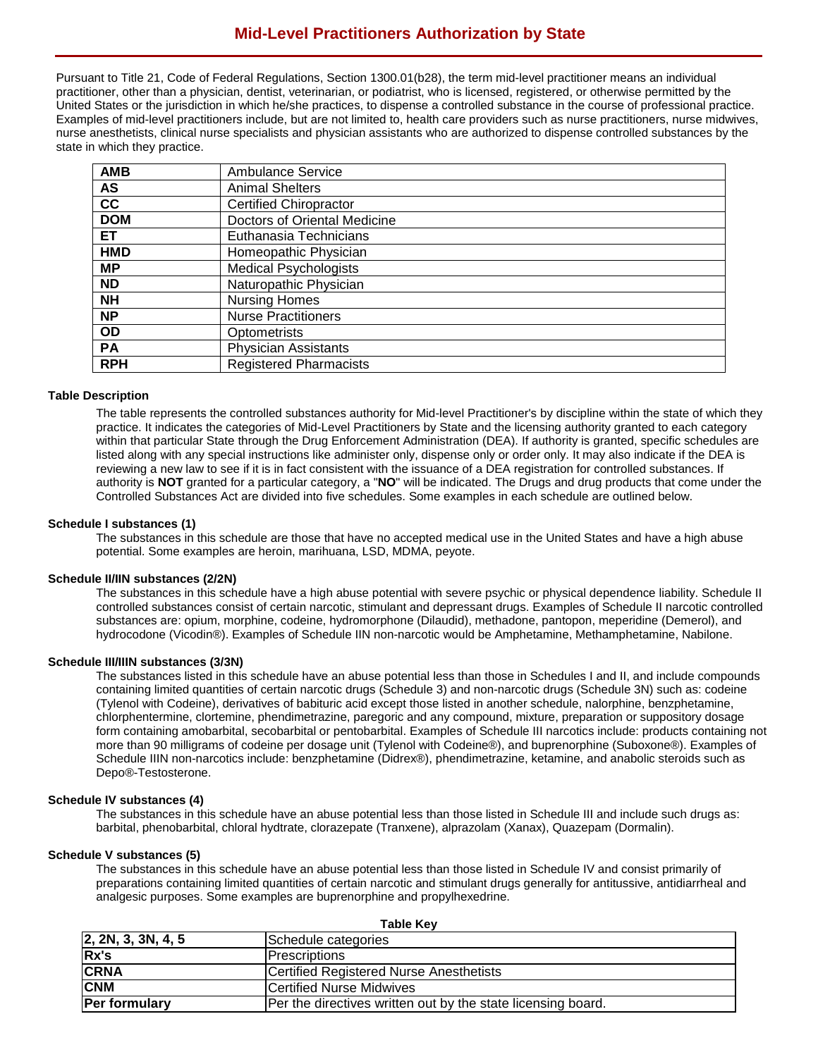# Mid-Level Practitioners Authorization by State

Pursuant to Title 21, Code of Federal Regulations, Section 1300.01(b28), the term mid-level practitioner means an individual practitioner, other than a physician, dentist, veterinarian, or podiatrist, who is licensed, registered, or otherwise permitted by the United States or the jurisdiction in which he/she practices, to dispense a controlled substance in the course of professional practice. Examples of mid-level practitioners include, but are not limited to, health care providers such as nurse practitioners, nurse midwives, nurse anesthetists, clinical nurse specialists and physician assistants who are authorized to dispense controlled substances by the state in which they practice.

| | |
|---|---|
| **AMB** | Ambulance Service |
| **AS** | Animal Shelters |
| **CC** | Certified Chiropractor |
| **DOM** | Doctors of Oriental Medicine |
| **ET** | Euthanasia Technicians |
| **HMD** | Homeopathic Physician |
| **MP** | Medical Psychologists |
| **ND** | Naturopathic Physician |
| **NH** | Nursing Homes |
| **NP** | Nurse Practitioners |
| **OD** | Optometrists |
| **PA** | Physician Assistants |
| **RPH** | Registered Pharmacists |

### Table Description

The table represents the controlled substances authority for Mid-level Practitioner's by discipline within the state of which they practice. It indicates the categories of Mid-Level Practitioners by State and the licensing authority granted to each category within that particular State through the Drug Enforcement Administration (DEA). If authority is granted, specific schedules are listed along with any special instructions like administer only, dispense only or order only. It may also indicate if the DEA is reviewing a new law to see if it is in fact consistent with the issuance of a DEA registration for controlled substances. If authority is **NOT** granted for a particular category, a "**NO**" will be indicated. The Drugs and drug products that come under the Controlled Substances Act are divided into five schedules. Some examples in each schedule are outlined below.

### Schedule I substances (1)

The substances in this schedule are those that have no accepted medical use in the United States and have a high abuse potential. Some examples are heroin, marihuana, LSD, MDMA, peyote.

### Schedule II/IIN substances (2/2N)

The substances in this schedule have a high abuse potential with severe psychic or physical dependence liability. Schedule II controlled substances consist of certain narcotic, stimulant and depressant drugs. Examples of Schedule II narcotic controlled substances are: opium, morphine, codeine, hydromorphone (Dilaudid), methadone, pantopon, meperidine (Demerol), and hydrocodone (Vicodin®). Examples of Schedule IIN non-narcotic would be Amphetamine, Methamphetamine, Nabilone.

### Schedule III/IIIN substances (3/3N)

The substances listed in this schedule have an abuse potential less than those in Schedules I and II, and include compounds containing limited quantities of certain narcotic drugs (Schedule 3) and non-narcotic drugs (Schedule 3N) such as: codeine (Tylenol with Codeine), derivatives of babituric acid except those listed in another schedule, nalorphine, benzphetamine, chlorphentermine, clortemine, phendimetrazine, paregoric and any compound, mixture, preparation or suppository dosage form containing amobarbital, secobarbital or pentobarbital. Examples of Schedule III narcotics include: products containing not more than 90 milligrams of codeine per dosage unit (Tylenol with Codeine®), and buprenorphine (Suboxone®). Examples of Schedule IIIN non-narcotics include: benzphetamine (Didrex®), phendimetrazine, ketamine, and anabolic steroids such as Depo®-Testosterone.

### Schedule IV substances (4)

The substances in this schedule have an abuse potential less than those listed in Schedule III and include such drugs as: barbital, phenobarbital, chloral hydtrate, clorazepate (Tranxene), alprazolam (Xanax), Quazepam (Dormalin).

### Schedule V substances (5)

The substances in this schedule have an abuse potential less than those listed in Schedule IV and consist primarily of preparations containing limited quantities of certain narcotic and stimulant drugs generally for antitussive, antidiarrheal and analgesic purposes. Some examples are buprenorphine and propylhexedrine.

**Table Key**

| | |
|---|---|
| **2, 2N, 3, 3N, 4, 5** | Schedule categories |
| **Rx's** | Prescriptions |
| **CRNA** | Certified Registered Nurse Anesthetists |
| **CNM** | Certified Nurse Midwives |
| **Per formulary** | Per the directives written out by the state licensing board. |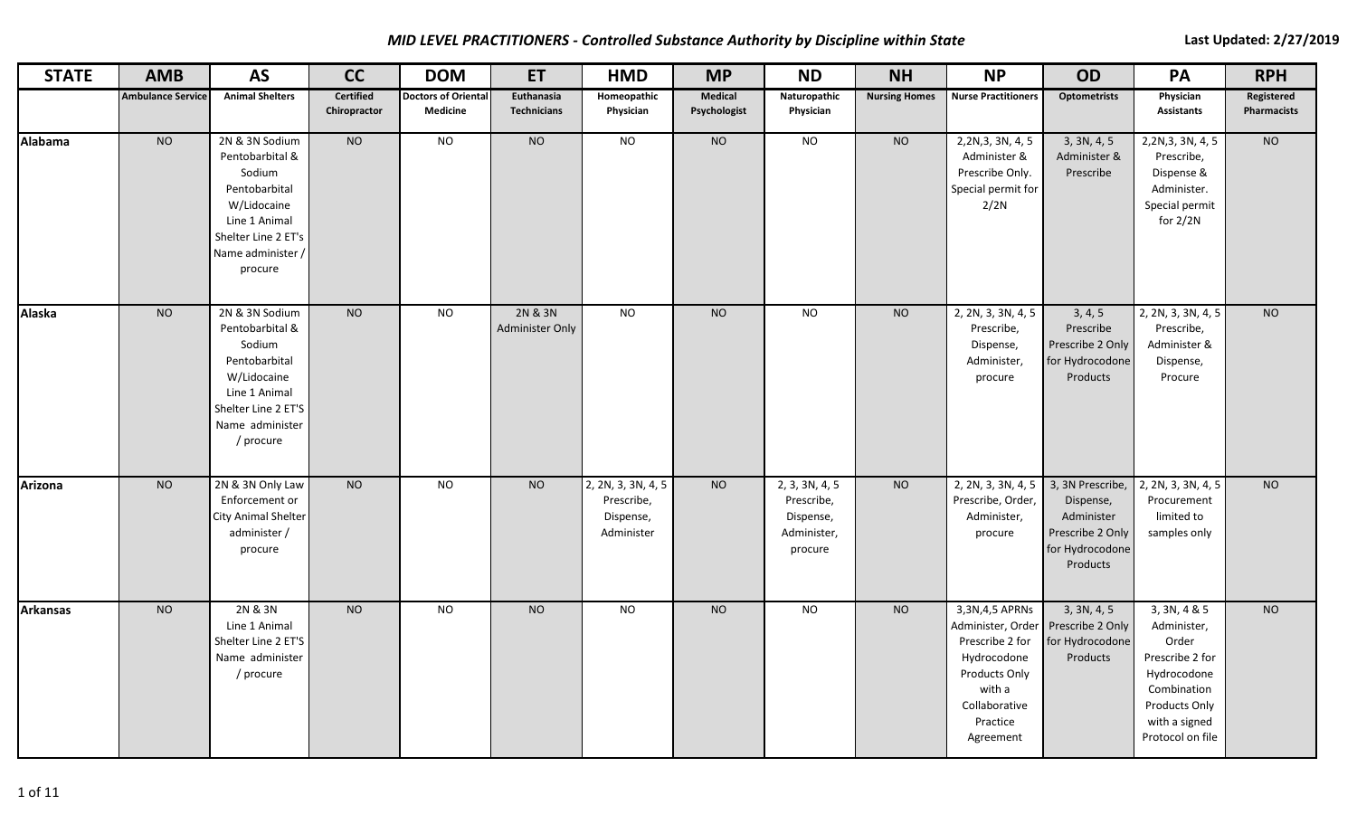***MID LEVEL PRACTITIONERS - Controlled Substance Authority by Discipline within State***

**Last Updated: 2/27/2019**

| STATE | AMB | AS | CC | DOM | ET | HMD | MP | ND | NH | NP | OD | PA | RPH |
|---|---|---|---|---|---|---|---|---|---|---|---|---|---|
| | Ambulance Service | Animal Shelters | Certified Chiropractor | Doctors of Oriental Medicine | Euthanasia Technicians | Homeopathic Physician | Medical Psychologist | Naturopathic Physician | Nursing Homes | Nurse Practitioners | Optometrists | Physician Assistants | Registered Pharmacists |
| **Alabama** | NO | 2N & 3N Sodium Pentobarbital & Sodium Pentobarbital W/Lidocaine Line 1 Animal Shelter Line 2 ET's Name administer / procure | NO | NO | NO | NO | NO | NO | NO | 2,2N,3, 3N, 4, 5 Administer & Prescribe Only. Special permit for 2/2N | 3, 3N, 4, 5 Administer & Prescribe | 2,2N,3, 3N, 4, 5 Prescribe, Dispense & Administer. Special permit for 2/2N | NO |
| **Alaska** | NO | 2N & 3N Sodium Pentobarbital & Sodium Pentobarbital W/Lidocaine Line 1 Animal Shelter Line 2 ET'S Name administer / procure | NO | NO | 2N & 3N Administer Only | NO | NO | NO | NO | 2, 2N, 3, 3N, 4, 5 Prescribe, Dispense, Administer, procure | 3, 4, 5 Prescribe Prescribe 2 Only for Hydrocodone Products | 2, 2N, 3, 3N, 4, 5 Prescribe, Administer & Dispense, Procure | NO |
| **Arizona** | NO | 2N & 3N Only Law Enforcement or City Animal Shelter administer / procure | NO | NO | NO | 2, 2N, 3, 3N, 4, 5 Prescribe, Dispense, Administer | NO | 2, 3, 3N, 4, 5 Prescribe, Dispense, Administer, procure | NO | 2, 2N, 3, 3N, 4, 5 Prescribe, Order, Administer, procure | 3, 3N Prescribe, Dispense, Administer Prescribe 2 Only for Hydrocodone Products | 2, 2N, 3, 3N, 4, 5 Procurement limited to samples only | NO |
| **Arkansas** | NO | 2N & 3N Line 1 Animal Shelter Line 2 ET'S Name administer / procure | NO | NO | NO | NO | NO | NO | NO | 3,3N,4,5 APRNs Administer, Order Prescribe 2 for Hydrocodone Products Only with a Collaborative Practice Agreement | 3, 3N, 4, 5 Prescribe 2 Only for Hydrocodone Products | 3, 3N, 4 & 5 Administer, Order Prescribe 2 for Hydrocodone Combination Products Only with a signed Protocol on file | NO |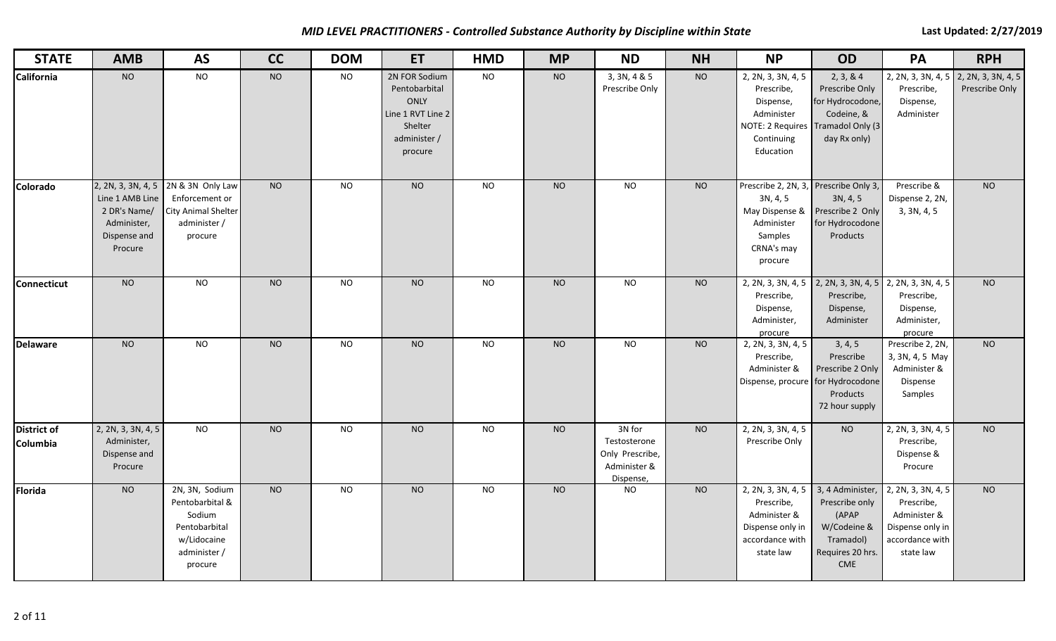*MID LEVEL PRACTITIONERS - Controlled Substance Authority by Discipline within State*

**Last Updated: 2/27/2019**

| STATE | AMB | AS | CC | DOM | ET | HMD | MP | ND | NH | NP | OD | PA | RPH |
|---|---|---|---|---|---|---|---|---|---|---|---|---|---|
| **California** | NO | NO | NO | NO | 2N FOR Sodium Pentobarbital ONLY Line 1 RVT Line 2 Shelter administer / procure | NO | NO | 3, 3N, 4 & 5 Prescribe Only | NO | 2, 2N, 3, 3N, 4, 5 Prescribe, Dispense, Administer NOTE: 2 Requires Continuing Education | 2, 3, & 4 Prescribe Only for Hydrocodone, Codeine, & Tramadol Only (3 day Rx only) | 2, 2N, 3, 3N, 4, 5 Prescribe, Dispense, Administer | 2, 2N, 3, 3N, 4, 5 Prescribe Only |
| **Colorado** | 2, 2N, 3, 3N, 4, 5 Line 1 AMB Line 2 DR's Name/ Administer, Dispense and Procure | 2N & 3N Only Law Enforcement or City Animal Shelter administer / procure | NO | NO | NO | NO | NO | NO | NO | Prescribe 2, 2N, 3, 3N, 4, 5 May Dispense & Administer Samples CRNA's may procure | Prescribe Only 3, 3N, 4, 5 Prescribe 2 Only for Hydrocodone Products | Prescribe & Dispense 2, 2N, 3, 3N, 4, 5 | NO |
| **Connecticut** | NO | NO | NO | NO | NO | NO | NO | NO | NO | 2, 2N, 3, 3N, 4, 5 Prescribe, Dispense, Administer, procure | 2, 2N, 3, 3N, 4, 5 Prescribe, Dispense, Administer | 2, 2N, 3, 3N, 4, 5 Prescribe, Dispense, Administer, procure | NO |
| **Delaware** | NO | NO | NO | NO | NO | NO | NO | NO | NO | 2, 2N, 3, 3N, 4, 5 Prescribe, Administer & Dispense, procure | 3, 4, 5 Prescribe Prescribe 2 Only for Hydrocodone Products 72 hour supply | Prescribe 2, 2N, 3, 3N, 4, 5 May Administer & Dispense Samples | NO |
| **District of Columbia** | 2, 2N, 3, 3N, 4, 5 Administer, Dispense and Procure | NO | NO | NO | NO | NO | NO | 3N for Testosterone Only Prescribe, Administer & Dispense, | NO | 2, 2N, 3, 3N, 4, 5 Prescribe Only | NO | 2, 2N, 3, 3N, 4, 5 Prescribe, Dispense & Procure | NO |
| **Florida** | NO | 2N, 3N, Sodium Pentobarbital & Sodium Pentobarbital w/Lidocaine administer / procure | NO | NO | NO | NO | NO | NO | NO | 2, 2N, 3, 3N, 4, 5 Prescribe, Administer & Dispense only in accordance with state law | 3, 4 Administer, Prescribe only (APAP W/Codeine & Tramadol) Requires 20 hrs. CME | 2, 2N, 3, 3N, 4, 5 Prescribe, Administer & Dispense only in accordance with state law | NO |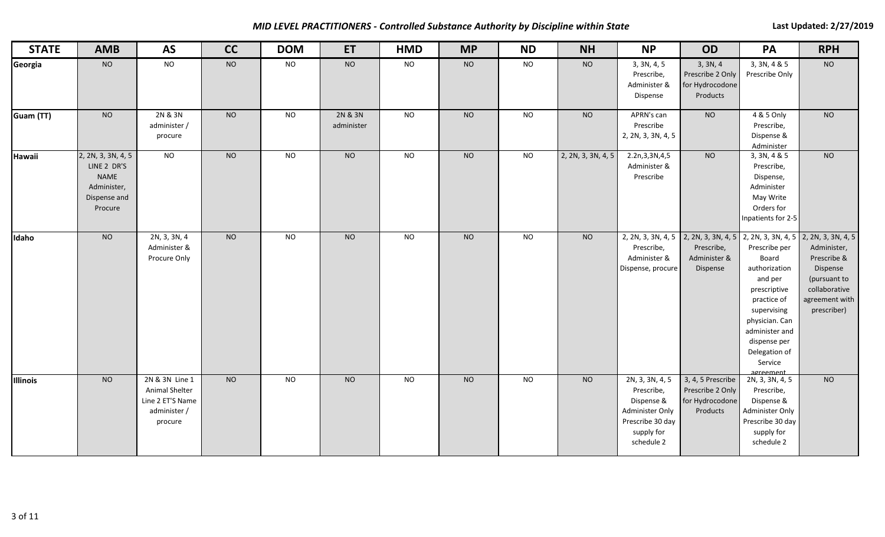*MID LEVEL PRACTITIONERS - Controlled Substance Authority by Discipline within State*

Last Updated: 2/27/2019

| STATE | AMB | AS | CC | DOM | ET | HMD | MP | ND | NH | NP | OD | PA | RPH |
|---|---|---|---|---|---|---|---|---|---|---|---|---|---|
| Georgia | NO | NO | NO | NO | NO | NO | NO | NO | NO | 3, 3N, 4, 5 Prescribe, Administer & Dispense | 3, 3N, 4 Prescribe 2 Only for Hydrocodone Products | 3, 3N, 4 & 5 Prescribe Only | NO |
| Guam (TT) | NO | 2N & 3N administer / procure | NO | NO | 2N & 3N administer | NO | NO | NO | NO | APRN's can Prescribe 2, 2N, 3, 3N, 4, 5 | NO | 4 & 5 Only Prescribe, Dispense & Administer | NO |
| Hawaii | 2, 2N, 3, 3N, 4, 5 LINE 2 DR'S NAME Administer, Dispense and Procure | NO | NO | NO | NO | NO | NO | NO | 2, 2N, 3, 3N, 4, 5 | 2.2n,3,3N,4,5 Administer & Prescribe | NO | 3, 3N, 4 & 5 Prescribe, Dispense, Administer May Write Orders for Inpatients for 2-5 | NO |
| Idaho | NO | 2N, 3, 3N, 4 Administer & Procure Only | NO | NO | NO | NO | NO | NO | NO | 2, 2N, 3, 3N, 4, 5 Prescribe, Administer & Dispense, procure | 2, 2N, 3, 3N, 4, 5 Prescribe, Administer & Dispense | 2, 2N, 3, 3N, 4, 5 Prescribe per Board authorization and per prescriptive practice of supervising physician. Can administer and dispense per Delegation of Service agreement | 2, 2N, 3, 3N, 4, 5 Administer, Prescribe & Dispense (pursuant to collaborative agreement with prescriber) |
| Illinois | NO | 2N & 3N Line 1 Animal Shelter Line 2 ET'S Name administer / procure | NO | NO | NO | NO | NO | NO | NO | 2N, 3, 3N, 4, 5 Prescribe, Dispense & Administer Only Prescribe 30 day supply for schedule 2 | 3, 4, 5 Prescribe Prescribe 2 Only for Hydrocodone Products | 2N, 3, 3N, 4, 5 Prescribe, Dispense & Administer Only Prescribe 30 day supply for schedule 2 | NO |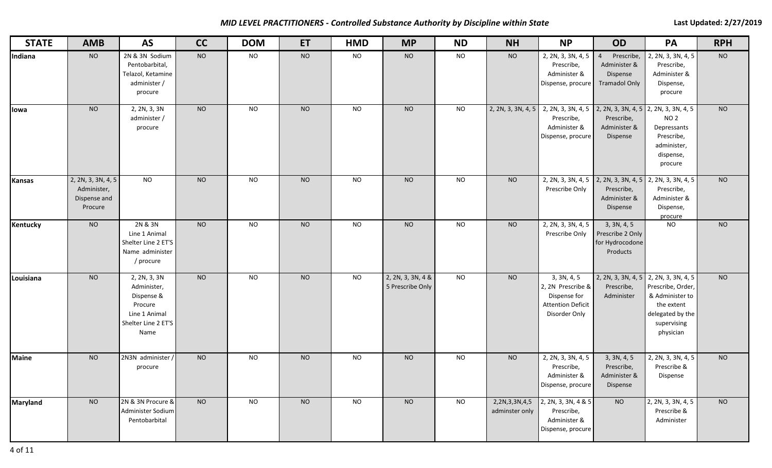*MID LEVEL PRACTITIONERS - Controlled Substance Authority by Discipline within State*

Last Updated: 2/27/2019

| STATE | AMB | AS | CC | DOM | ET | HMD | MP | ND | NH | NP | OD | PA | RPH |
|---|---|---|---|---|---|---|---|---|---|---|---|---|---|
| **Indiana** | NO | 2N & 3N Sodium Pentobarbital, Telazol, Ketamine administer / procure | NO | NO | NO | NO | NO | NO | NO | 2, 2N, 3, 3N, 4, 5 Prescribe, Administer & Dispense, procure | 4 Prescribe, Administer & Dispense Tramadol Only | 2, 2N, 3, 3N, 4, 5 Prescribe, Administer & Dispense, procure | NO |
| **Iowa** | NO | 2, 2N, 3, 3N administer / procure | NO | NO | NO | NO | NO | NO | 2, 2N, 3, 3N, 4, 5 | 2, 2N, 3, 3N, 4, 5 Prescribe, Administer & Dispense, procure | 2, 2N, 3, 3N, 4, 5 Prescribe, Administer & Dispense | 2, 2N, 3, 3N, 4, 5 NO 2 Depressants Prescribe, administer, dispense, procure | NO |
| **Kansas** | 2, 2N, 3, 3N, 4, 5 Administer, Dispense and Procure | NO | NO | NO | NO | NO | NO | NO | NO | 2, 2N, 3, 3N, 4, 5 Prescribe Only | 2, 2N, 3, 3N, 4, 5 Prescribe, Administer & Dispense | 2, 2N, 3, 3N, 4, 5 Prescribe, Administer & Dispense, procure | NO |
| **Kentucky** | NO | 2N & 3N Line 1 Animal Shelter Line 2 ET'S Name administer / procure | NO | NO | NO | NO | NO | NO | NO | 2, 2N, 3, 3N, 4, 5 Prescribe Only | 3, 3N, 4, 5 Prescribe 2 Only for Hydrocodone Products | NO | NO |
| **Louisiana** | NO | 2, 2N, 3, 3N Administer, Dispense & Procure Line 1 Animal Shelter Line 2 ET'S Name | NO | NO | NO | NO | 2, 2N, 3, 3N, 4 & 5 Prescribe Only | NO | NO | 3, 3N, 4, 5 2, 2N Prescribe & Dispense for Attention Deficit Disorder Only | 2, 2N, 3, 3N, 4, 5 Prescribe, Administer | 2, 2N, 3, 3N, 4, 5 Prescribe, Order, & Administer to the extent delegated by the supervising physician | NO |
| **Maine** | NO | 2N3N administer / procure | NO | NO | NO | NO | NO | NO | NO | 2, 2N, 3, 3N, 4, 5 Prescribe, Administer & Dispense, procure | 3, 3N, 4, 5 Prescribe, Administer & Dispense | 2, 2N, 3, 3N, 4, 5 Prescribe & Dispense | NO |
| **Maryland** | NO | 2N & 3N Procure & Administer Sodium Pentobarbital | NO | NO | NO | NO | NO | NO | 2,2N,3,3N,4,5 adminster only | 2, 2N, 3, 3N, 4 & 5 Prescribe, Administer & Dispense, procure | NO | 2, 2N, 3, 3N, 4, 5 Prescribe & Administer | NO |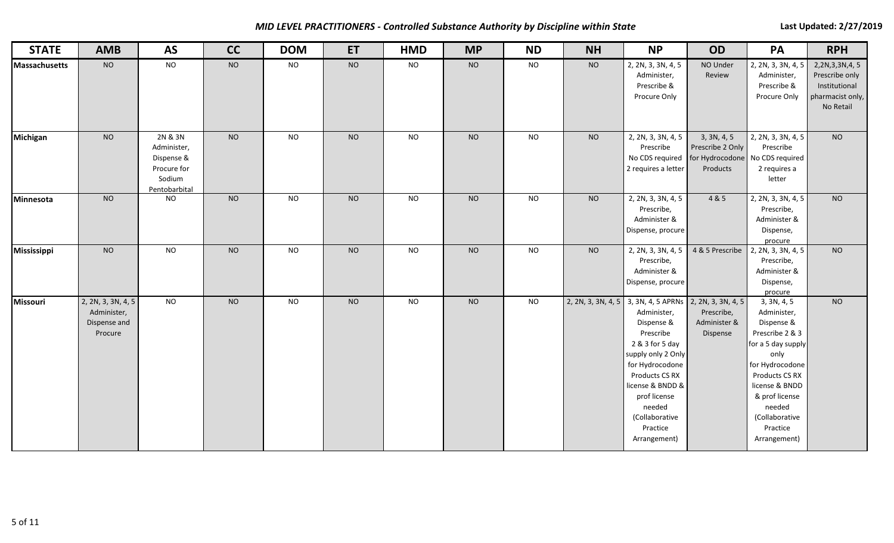*MID LEVEL PRACTITIONERS - Controlled Substance Authority by Discipline within State*

Last Updated: 2/27/2019

| STATE | AMB | AS | CC | DOM | ET | HMD | MP | ND | NH | NP | OD | PA | RPH |
|---|---|---|---|---|---|---|---|---|---|---|---|---|---|
| **Massachusetts** | NO | NO | NO | NO | NO | NO | NO | NO | NO | 2, 2N, 3, 3N, 4, 5 Administer, Prescribe & Procure Only | NO Under Review | 2, 2N, 3, 3N, 4, 5 Administer, Prescribe & Procure Only | 2,2N,3,3N,4, 5 Prescribe only Institutional pharmacist only, No Retail |
| **Michigan** | NO | 2N & 3N Administer, Dispense & Procure for Sodium Pentobarbital | NO | NO | NO | NO | NO | NO | NO | 2, 2N, 3, 3N, 4, 5 Prescribe No CDS required 2 requires a letter | 3, 3N, 4, 5 Prescribe 2 Only for Hydrocodone Products | 2, 2N, 3, 3N, 4, 5 Prescribe No CDS required 2 requires a letter | NO |
| **Minnesota** | NO | NO | NO | NO | NO | NO | NO | NO | NO | 2, 2N, 3, 3N, 4, 5 Prescribe, Administer & Dispense, procure | 4 & 5 | 2, 2N, 3, 3N, 4, 5 Prescribe, Administer & Dispense, procure | NO |
| **Mississippi** | NO | NO | NO | NO | NO | NO | NO | NO | NO | 2, 2N, 3, 3N, 4, 5 Prescribe, Administer & Dispense, procure | 4 & 5 Prescribe | 2, 2N, 3, 3N, 4, 5 Prescribe, Administer & Dispense, procure | NO |
| **Missouri** | 2, 2N, 3, 3N, 4, 5 Administer, Dispense and Procure | NO | NO | NO | NO | NO | NO | NO | 2, 2N, 3, 3N, 4, 5 | 3, 3N, 4, 5 APRNs Administer, Dispense & Prescribe 2 & 3 for 5 day supply only 2 Only for Hydrocodone Products CS RX license & BNDD & prof license needed (Collaborative Practice Arrangement) | 2, 2N, 3, 3N, 4, 5 Prescribe, Administer & Dispense | 3, 3N, 4, 5 Administer, Dispense & Prescribe 2 & 3 for a 5 day supply only for Hydrocodone Products CS RX license & BNDD & prof license needed (Collaborative Practice Arrangement) | NO |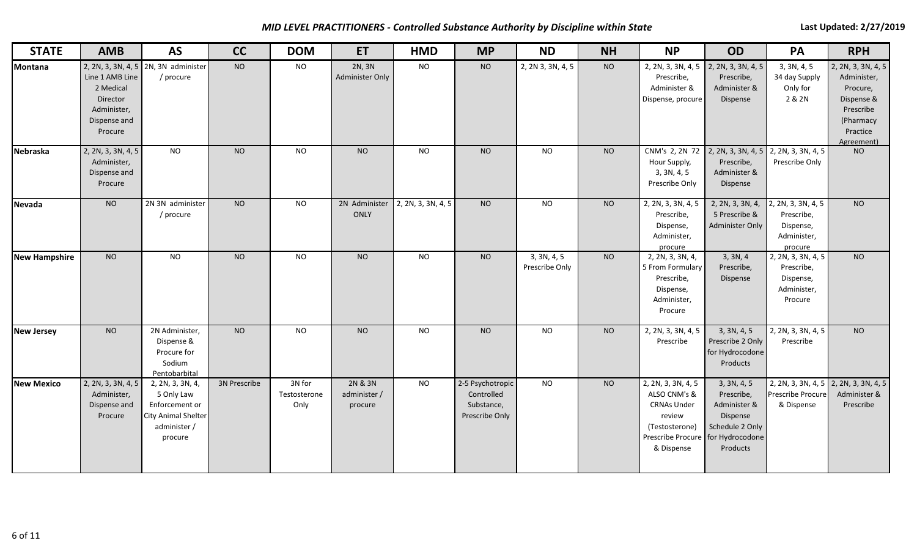*MID LEVEL PRACTITIONERS - Controlled Substance Authority by Discipline within State*

Last Updated: 2/27/2019

| STATE | AMB | AS | CC | DOM | ET | HMD | MP | ND | NH | NP | OD | PA | RPH |
|---|---|---|---|---|---|---|---|---|---|---|---|---|---|
| **Montana** | 2, 2N, 3, 3N, 4, 5 Line 1 AMB Line 2 Medical Director Administer, Dispense and Procure | 2N, 3N administer / procure | NO | NO | 2N, 3N Administer Only | NO | NO | 2, 2N 3, 3N, 4, 5 | NO | 2, 2N, 3, 3N, 4, 5 Prescribe, Administer & Dispense, procure | 2, 2N, 3, 3N, 4, 5 Prescribe, Administer & Dispense | 3, 3N, 4, 5 34 day Supply Only for 2 & 2N | 2, 2N, 3, 3N, 4, 5 Administer, Procure, Dispense & Prescribe (Pharmacy Practice Agreement) |
| **Nebraska** | 2, 2N, 3, 3N, 4, 5 Administer, Dispense and Procure | NO | NO | NO | NO | NO | NO | NO | NO | CNM's 2, 2N 72 Hour Supply, 3, 3N, 4, 5 Prescribe Only | 2, 2N, 3, 3N, 4, 5 Prescribe, Administer & Dispense | 2, 2N, 3, 3N, 4, 5 Prescribe Only | NO |
| **Nevada** | NO | 2N 3N administer / procure | NO | NO | 2N Administer ONLY | 2, 2N, 3, 3N, 4, 5 | NO | NO | NO | 2, 2N, 3, 3N, 4, 5 Prescribe, Dispense, Administer, procure | 2, 2N, 3, 3N, 4, 5 Prescribe & Administer Only | 2, 2N, 3, 3N, 4, 5 Prescribe, Dispense, Administer, procure | NO |
| **New Hampshire** | NO | NO | NO | NO | NO | NO | NO | 3, 3N, 4, 5 Prescribe Only | NO | 2, 2N, 3, 3N, 4, 5 From Formulary Prescribe, Dispense, Administer, Procure | 3, 3N, 4 Prescribe, Dispense | 2, 2N, 3, 3N, 4, 5 Prescribe, Dispense, Administer, Procure | NO |
| **New Jersey** | NO | 2N Administer, Dispense & Procure for Sodium Pentobarbital | NO | NO | NO | NO | NO | NO | NO | 2, 2N, 3, 3N, 4, 5 Prescribe | 3, 3N, 4, 5 Prescribe 2 Only for Hydrocodone Products | 2, 2N, 3, 3N, 4, 5 Prescribe | NO |
| **New Mexico** | 2, 2N, 3, 3N, 4, 5 Administer, Dispense and Procure | 2, 2N, 3, 3N, 4, 5 Only Law Enforcement or City Animal Shelter administer / procure | 3N Prescribe | 3N for Testosterone Only | 2N & 3N administer / procure | NO | 2-5 Psychotropic Controlled Substance, Prescribe Only | NO | NO | 2, 2N, 3, 3N, 4, 5 ALSO CNM's & CRNAs Under review (Testosterone) Prescribe Procure & Dispense | 3, 3N, 4, 5 Prescribe, Administer & Dispense Schedule 2 Only for Hydrocodone Products | 2, 2N, 3, 3N, 4, 5 Prescribe Procure & Dispense | 2, 2N, 3, 3N, 4, 5 Administer & Prescribe |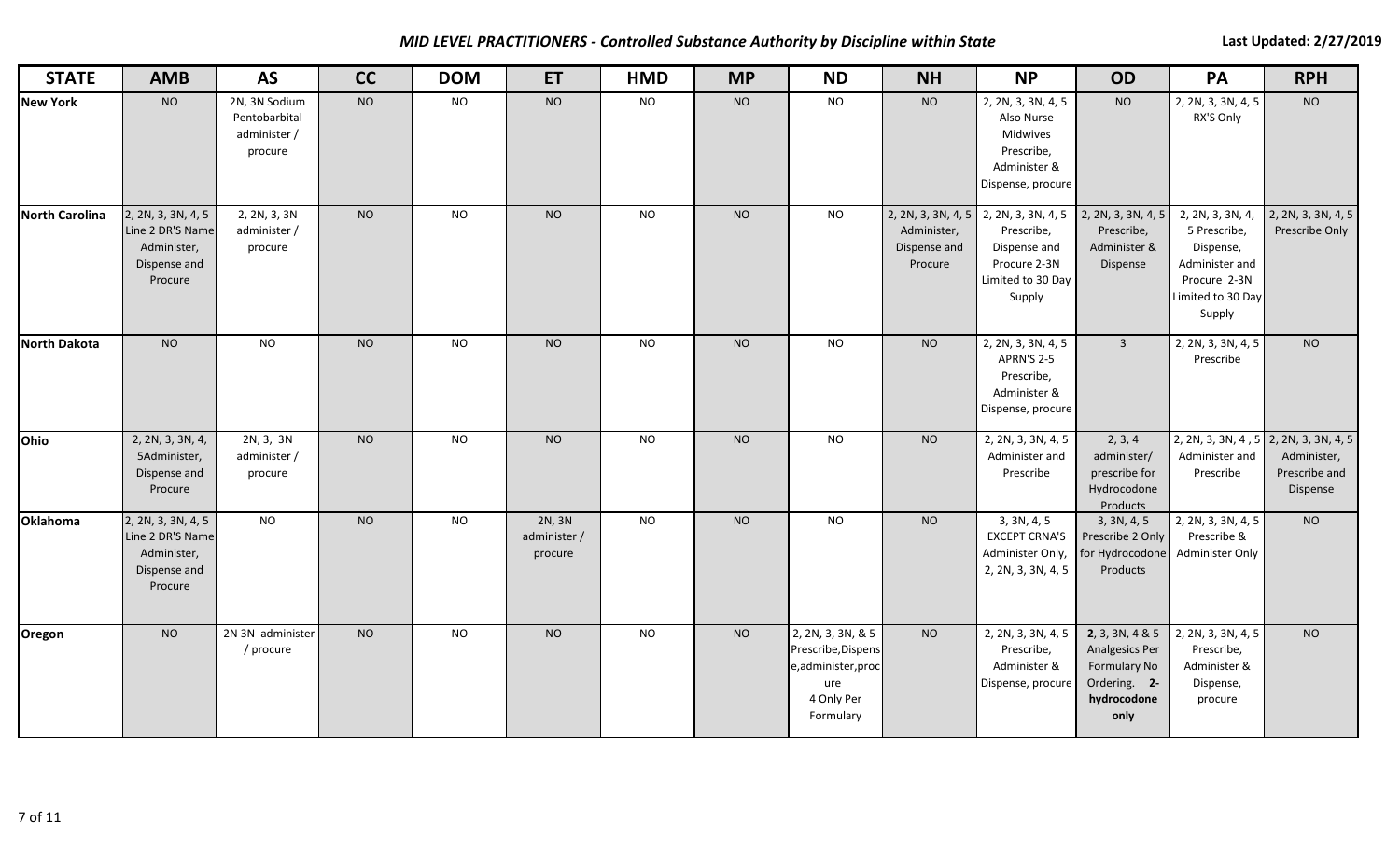***MID LEVEL PRACTITIONERS - Controlled Substance Authority by Discipline within State***

**Last Updated: 2/27/2019**

| STATE | AMB | AS | CC | DOM | ET | HMD | MP | ND | NH | NP | OD | PA | RPH |
|---|---|---|---|---|---|---|---|---|---|---|---|---|---|
| **New York** | NO | 2N, 3N Sodium Pentobarbital administer / procure | NO | NO | NO | NO | NO | NO | NO | 2, 2N, 3, 3N, 4, 5 Also Nurse Midwives Prescribe, Administer & Dispense, procure | NO | 2, 2N, 3, 3N, 4, 5 RX'S Only | NO |
| **North Carolina** | 2, 2N, 3, 3N, 4, 5 Line 2 DR'S Name Administer, Dispense and Procure | 2, 2N, 3, 3N administer / procure | NO | NO | NO | NO | NO | NO | 2, 2N, 3, 3N, 4, 5 Administer, Dispense and Procure | 2, 2N, 3, 3N, 4, 5 Prescribe, Dispense and Procure 2-3N Limited to 30 Day Supply | 2, 2N, 3, 3N, 4, 5 Prescribe, Administer & Dispense | 2, 2N, 3, 3N, 4, 5 Prescribe, Dispense, Administer and Procure 2-3N Limited to 30 Day Supply | 2, 2N, 3, 3N, 4, 5 Prescribe Only |
| **North Dakota** | NO | NO | NO | NO | NO | NO | NO | NO | NO | 2, 2N, 3, 3N, 4, 5 APRN'S 2-5 Prescribe, Administer & Dispense, procure | 3 | 2, 2N, 3, 3N, 4, 5 Prescribe | NO |
| **Ohio** | 2, 2N, 3, 3N, 4, 5Administer, Dispense and Procure | 2N, 3, 3N administer / procure | NO | NO | NO | NO | NO | NO | NO | 2, 2N, 3, 3N, 4, 5 Administer and Prescribe | 2, 3, 4 administer/ prescribe for Hydrocodone Products | 2, 2N, 3, 3N, 4 , 5 Administer and Prescribe | 2, 2N, 3, 3N, 4, 5 Administer, Prescribe and Dispense |
| **Oklahoma** | 2, 2N, 3, 3N, 4, 5 Line 2 DR'S Name Administer, Dispense and Procure | NO | NO | NO | 2N, 3N administer / procure | NO | NO | NO | NO | 3, 3N, 4, 5 EXCEPT CRNA'S Administer Only, 2, 2N, 3, 3N, 4, 5 | 3, 3N, 4, 5 Prescribe 2 Only for Hydrocodone Products | 2, 2N, 3, 3N, 4, 5 Prescribe & Administer Only | NO |
| **Oregon** | NO | 2N 3N administer / procure | NO | NO | NO | NO | NO | 2, 2N, 3, 3N, & 5 Prescribe,Dispense,administer,procure 4 Only Per Formulary | NO | 2, 2N, 3, 3N, 4, 5 Prescribe, Administer & Dispense, procure | **2**, 3, 3N, 4 & 5 Analgesics Per Formulary No Ordering. **2- hydrocodone only** | 2, 2N, 3, 3N, 4, 5 Prescribe, Administer & Dispense, procure | NO |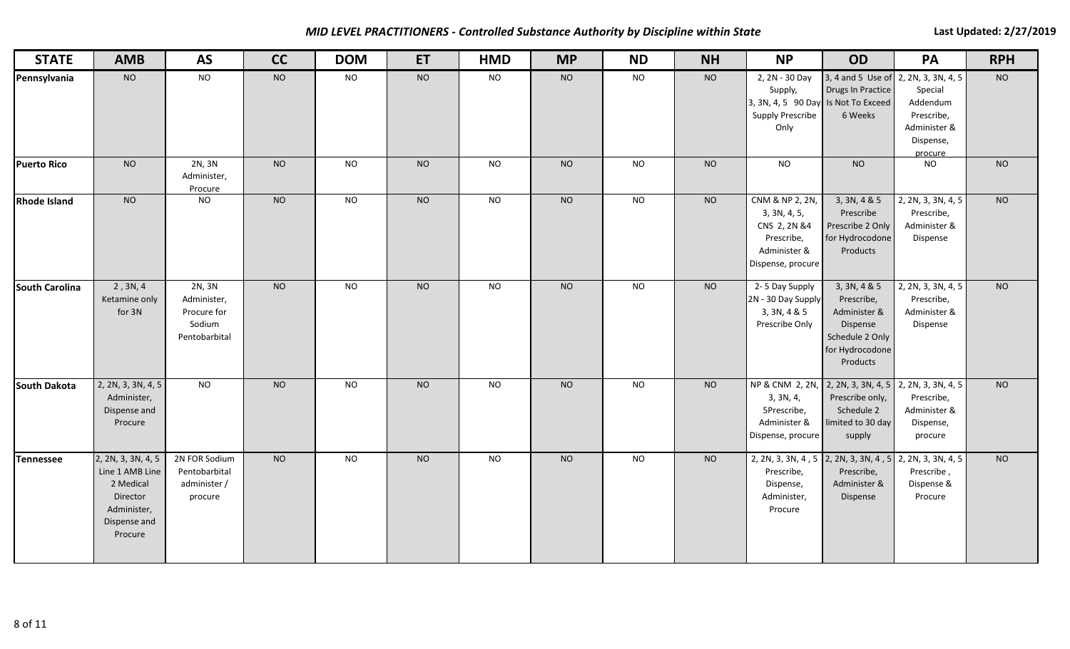*MID LEVEL PRACTITIONERS - Controlled Substance Authority by Discipline within State*

Last Updated: 2/27/2019

| STATE | AMB | AS | CC | DOM | ET | HMD | MP | ND | NH | NP | OD | PA | RPH |
|---|---|---|---|---|---|---|---|---|---|---|---|---|---|
| **Pennsylvania** | NO | NO | NO | NO | NO | NO | NO | NO | NO | 2, 2N - 30 Day Supply, 3, 3N, 4, 5 90 Day Supply Prescribe Only | 3, 4 and 5 Use of Drugs In Practice Is Not To Exceed 6 Weeks | 2, 2N, 3, 3N, 4, 5 Special Addendum Prescribe, Administer & Dispense, procure | NO |
| **Puerto Rico** | NO | 2N, 3N Administer, Procure | NO | NO | NO | NO | NO | NO | NO | NO | NO | NO | NO |
| **Rhode Island** | NO | NO | NO | NO | NO | NO | NO | NO | NO | CNM & NP 2, 2N, 3, 3N, 4, 5, CNS 2, 2N &4 Prescribe, Administer & Dispense, procure | 3, 3N, 4 & 5 Prescribe Prescribe 2 Only for Hydrocodone Products | 2, 2N, 3, 3N, 4, 5 Prescribe, Administer & Dispense | NO |
| **South Carolina** | 2 , 3N, 4 Ketamine only for 3N | 2N, 3N Administer, Procure for Sodium Pentobarbital | NO | NO | NO | NO | NO | NO | NO | 2- 5 Day Supply 2N - 30 Day Supply 3, 3N, 4 & 5 Prescribe Only | 3, 3N, 4 & 5 Prescribe, Administer & Dispense Schedule 2 Only for Hydrocodone Products | 2, 2N, 3, 3N, 4, 5 Prescribe, Administer & Dispense | NO |
| **South Dakota** | 2, 2N, 3, 3N, 4, 5 Administer, Dispense and Procure | NO | NO | NO | NO | NO | NO | NO | NO | NP & CNM 2, 2N, 3, 3N, 4, 5Prescribe, Administer & Dispense, procure | 2, 2N, 3, 3N, 4, 5 Prescribe only, Schedule 2 limited to 30 day supply | 2, 2N, 3, 3N, 4, 5 Prescribe, Administer & Dispense, procure | NO |
| **Tennessee** | 2, 2N, 3, 3N, 4, 5 Line 1 AMB Line 2 Medical Director Administer, Dispense and Procure | 2N FOR Sodium Pentobarbital administer / procure | NO | NO | NO | NO | NO | NO | NO | 2, 2N, 3, 3N, 4 , 5 Prescribe, Dispense, Administer, Procure | 2, 2N, 3, 3N, 4 , 5 Prescribe, Administer & Dispense | 2, 2N, 3, 3N, 4, 5 Prescribe , Dispense & Procure | NO |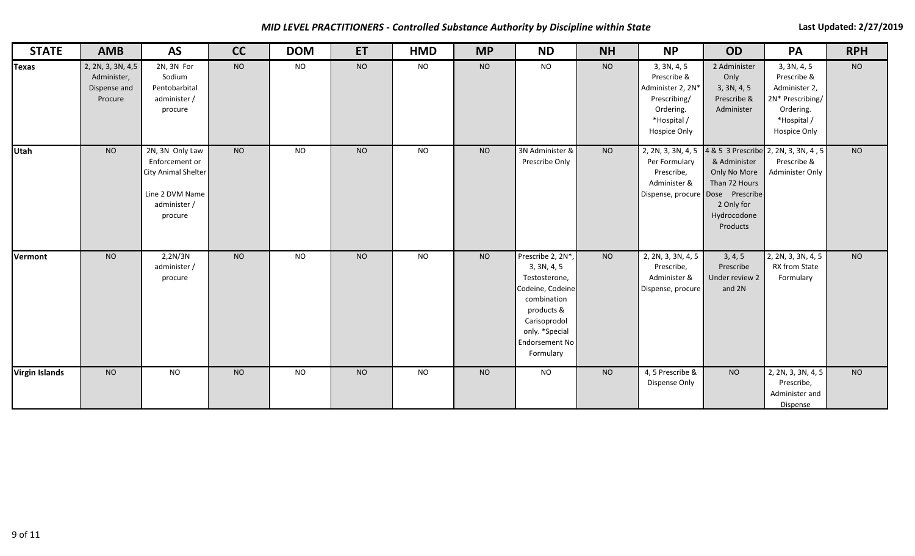*MID LEVEL PRACTITIONERS - Controlled Substance Authority by Discipline within State*

**Last Updated: 2/27/2019**

| STATE | AMB | AS | CC | DOM | ET | HMD | MP | ND | NH | NP | OD | PA | RPH |
|---|---|---|---|---|---|---|---|---|---|---|---|---|---|
| **Texas** | 2, 2N, 3, 3N, 4,5 Administer, Dispense and Procure | 2N, 3N For Sodium Pentobarbital administer / procure | NO | NO | NO | NO | NO | NO | NO | 3, 3N, 4, 5 Prescribe & Administer 2, 2N* Prescribing/ Ordering. *Hospital / Hospice Only | 2 Administer Only 3, 3N, 4, 5 Prescribe & Administer | 3, 3N, 4, 5 Prescribe & Administer 2, 2N* Prescribing/ Ordering. *Hospital / Hospice Only | NO |
| **Utah** | NO | 2N, 3N Only Law Enforcement or City Animal Shelter Line 2 DVM Name administer / procure | NO | NO | NO | NO | NO | 3N Administer & Prescribe Only | NO | 2, 2N, 3, 3N, 4, 5 Per Formulary Prescribe, Administer & Dispense, procure | 4 & 5 3 Prescribe & Administer Only No More Than 72 Hours Dose Prescribe 2 Only for Hydrocodone Products | 2, 2N, 3, 3N, 4 , 5 Prescribe & Administer Only | NO |
| **Vermont** | NO | 2,2N/3N administer / procure | NO | NO | NO | NO | NO | Prescribe 2, 2N*, 3, 3N, 4, 5 Testosterone, Codeine, Codeine combination products & Carisoprodol only. *Special Endorsement No Formulary | NO | 2, 2N, 3, 3N, 4, 5 Prescribe, Administer & Dispense, procure | 3, 4, 5 Prescribe Under review 2 and 2N | 2, 2N, 3, 3N, 4, 5 RX from State Formulary | NO |
| **Virgin Islands** | NO | NO | NO | NO | NO | NO | NO | NO | NO | 4, 5 Prescribe & Dispense Only | NO | 2, 2N, 3, 3N, 4, 5 Prescribe, Administer and Dispense | NO |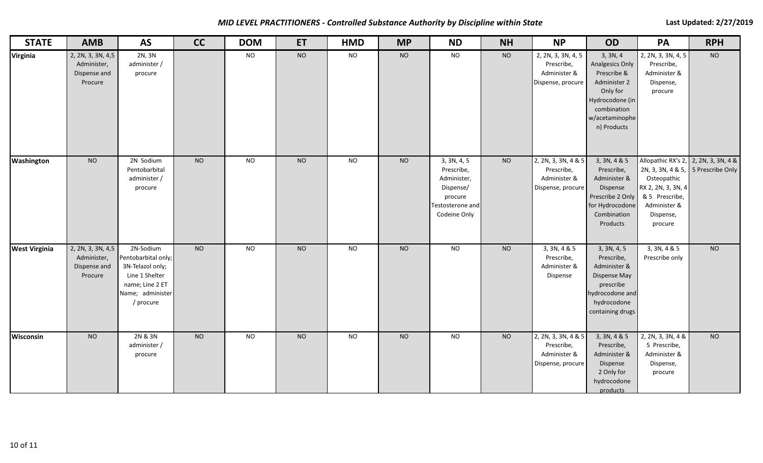# *MID LEVEL PRACTITIONERS - Controlled Substance Authority by Discipline within State*

Last Updated: 2/27/2019

| STATE | AMB | AS | CC | DOM | ET | HMD | MP | ND | NH | NP | OD | PA | RPH |
|---|---|---|---|---|---|---|---|---|---|---|---|---|---|
| **Virginia** | 2, 2N, 3, 3N, 4,5 Administer, Dispense and Procure | 2N, 3N administer / procure | | NO | NO | NO | NO | NO | NO | 2, 2N, 3, 3N, 4, 5 Prescribe, Administer & Dispense, procure | 3, 3N, 4 Analgesics Only Prescribe & Administer 2 Only for Hydrocodone (in combination w/acetaminophen) Products | 2, 2N, 3, 3N, 4, 5 Prescribe, Administer & Dispense, procure | NO |
| **Washington** | NO | 2N Sodium Pentobarbital administer / procure | NO | NO | NO | NO | NO | 3, 3N, 4, 5 Prescribe, Administer, Dispense/ procure Testosterone and Codeine Only | NO | 2, 2N, 3, 3N, 4 & 5 Prescribe, Administer & Dispense, procure | 3, 3N, 4 & 5 Prescribe, Administer & Dispense Prescribe 2 Only for Hydrocodone Combination Products | Allopathic RX's 2, 2N, 3, 3N, 4 & 5, Osteopathic RX 2, 2N, 3, 3N, 4 & 5 Prescribe, Administer & Dispense, procure | 2, 2N, 3, 3N, 4 & 5 Prescribe Only |
| **West Virginia** | 2, 2N, 3, 3N, 4,5 Administer, Dispense and Procure | 2N-Sodium Pentobarbital only; 3N-Telazol only; Line 1 Shelter name; Line 2 ET Name; administer / procure | NO | NO | NO | NO | NO | NO | NO | 3, 3N, 4 & 5 Prescribe, Administer & Dispense | 3, 3N, 4, 5 Prescribe, Administer & Dispense May prescribe hydrocodone and hydrocodone containing drugs | 3, 3N, 4 & 5 Prescribe only | NO |
| **Wisconsin** | NO | 2N & 3N administer / procure | NO | NO | NO | NO | NO | NO | NO | 2, 2N, 3, 3N, 4 & 5 Prescribe, Administer & Dispense, procure | 3, 3N, 4 & 5 Prescribe, Administer & Dispense 2 Only for hydrocodone products | 2, 2N, 3, 3N, 4 & 5 Prescribe, Administer & Dispense, procure | NO |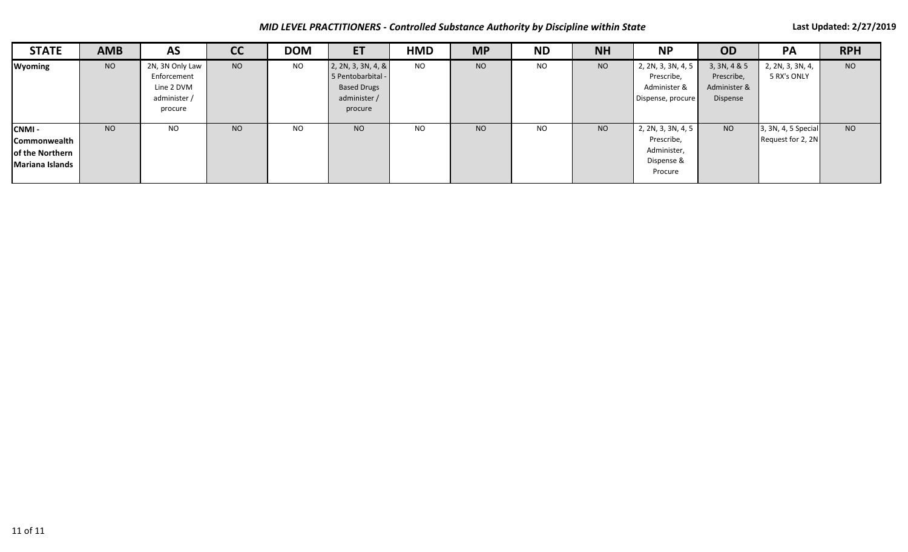*MID LEVEL PRACTITIONERS - Controlled Substance Authority by Discipline within State*

**Last Updated: 2/27/2019**

| STATE | AMB | AS | CC | DOM | ET | HMD | MP | ND | NH | NP | OD | PA | RPH |
|---|---|---|---|---|---|---|---|---|---|---|---|---|---|
| **Wyoming** | NO | 2N, 3N Only Law Enforcement Line 2 DVM administer / procure | NO | NO | 2, 2N, 3, 3N, 4, & 5 Pentobarbital - Based Drugs administer / procure | NO | NO | NO | NO | 2, 2N, 3, 3N, 4, 5 Prescribe, Administer & Dispense, procure | 3, 3N, 4 & 5 Prescribe, Administer & Dispense | 2, 2N, 3, 3N, 4, 5 RX's ONLY | NO |
| **CNMI - Commonwealth of the Northern Mariana Islands** | NO | NO | NO | NO | NO | NO | NO | NO | NO | 2, 2N, 3, 3N, 4, 5 Prescribe, Administer, Dispense & Procure | NO | 3, 3N, 4, 5 Special Request for 2, 2N | NO |